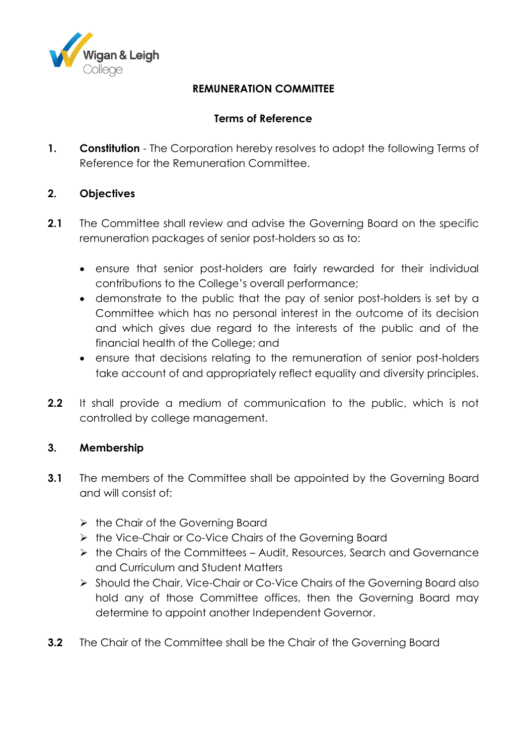Wigan & Leigh College

## REMUNERATION COMMITTEE

### Terms of Reference

**1. Constitution** - The Corporation hereby resolves to adopt the following Terms of Reference for the Remuneration Committee.

**2. Objectives**

**2.1** The Committee shall review and advise the Governing Board on the specific remuneration packages of senior post-holders so as to:

- ensure that senior post-holders are fairly rewarded for their individual contributions to the College's overall performance;
- demonstrate to the public that the pay of senior post-holders is set by a Committee which has no personal interest in the outcome of its decision and which gives due regard to the interests of the public and of the financial health of the College; and
- ensure that decisions relating to the remuneration of senior post-holders take account of and appropriately reflect equality and diversity principles.

**2.2** It shall provide a medium of communication to the public, which is not controlled by college management.

**3. Membership**

**3.1** The members of the Committee shall be appointed by the Governing Board and will consist of:

- the Chair of the Governing Board
- the Vice-Chair or Co-Vice Chairs of the Governing Board
- the Chairs of the Committees – Audit, Resources, Search and Governance and Curriculum and Student Matters
- Should the Chair, Vice-Chair or Co-Vice Chairs of the Governing Board also hold any of those Committee offices, then the Governing Board may determine to appoint another Independent Governor.

**3.2** The Chair of the Committee shall be the Chair of the Governing Board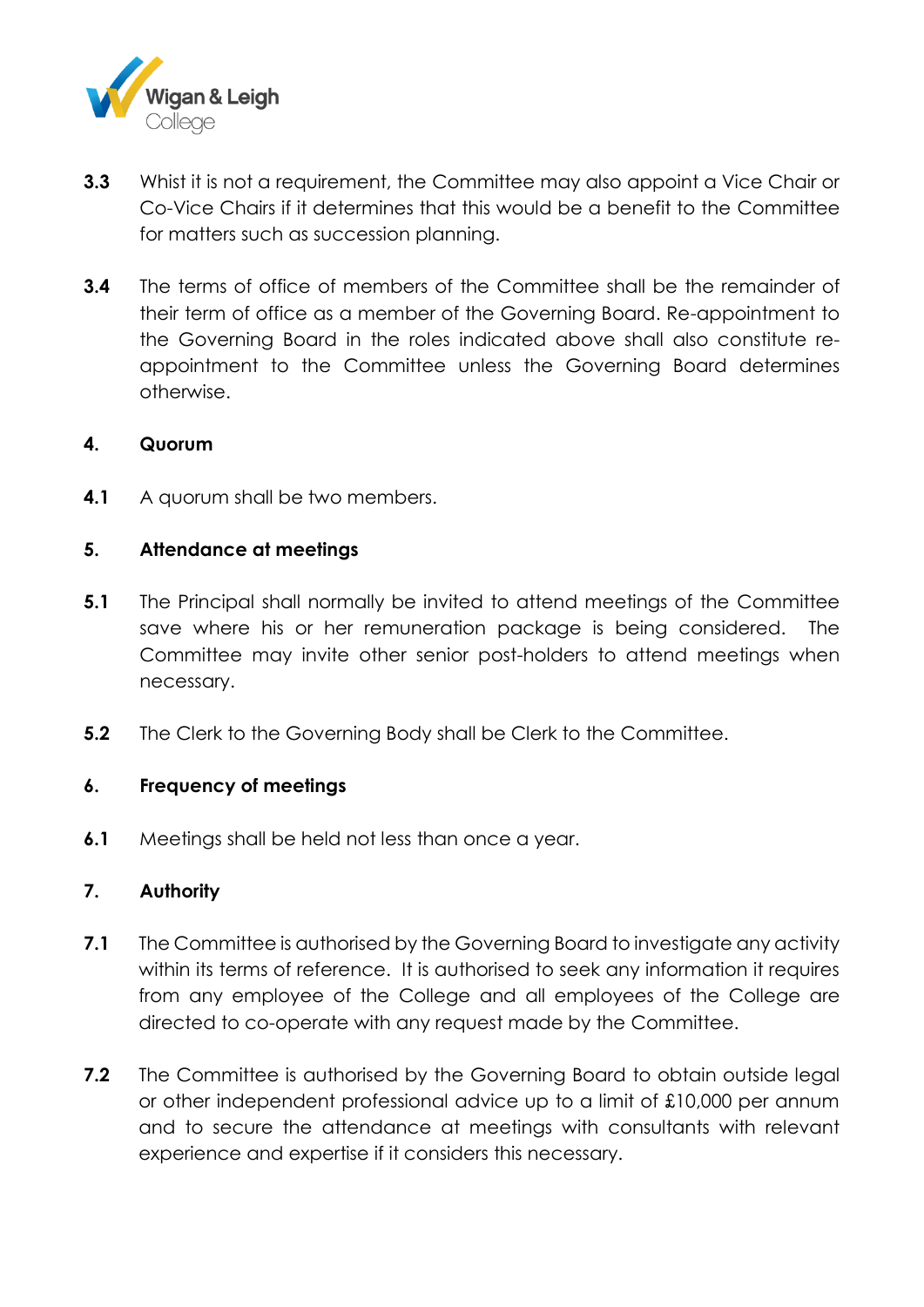**3.3** Whist it is not a requirement, the Committee may also appoint a Vice Chair or Co-Vice Chairs if it determines that this would be a benefit to the Committee for matters such as succession planning.

**3.4** The terms of office of members of the Committee shall be the remainder of their term of office as a member of the Governing Board. Re-appointment to the Governing Board in the roles indicated above shall also constitute re-appointment to the Committee unless the Governing Board determines otherwise.

**4. Quorum**

**4.1** A quorum shall be two members.

**5. Attendance at meetings**

**5.1** The Principal shall normally be invited to attend meetings of the Committee save where his or her remuneration package is being considered. The Committee may invite other senior post-holders to attend meetings when necessary.

**5.2** The Clerk to the Governing Body shall be Clerk to the Committee.

**6. Frequency of meetings**

**6.1** Meetings shall be held not less than once a year.

**7. Authority**

**7.1** The Committee is authorised by the Governing Board to investigate any activity within its terms of reference. It is authorised to seek any information it requires from any employee of the College and all employees of the College are directed to co-operate with any request made by the Committee.

**7.2** The Committee is authorised by the Governing Board to obtain outside legal or other independent professional advice up to a limit of £10,000 per annum and to secure the attendance at meetings with consultants with relevant experience and expertise if it considers this necessary.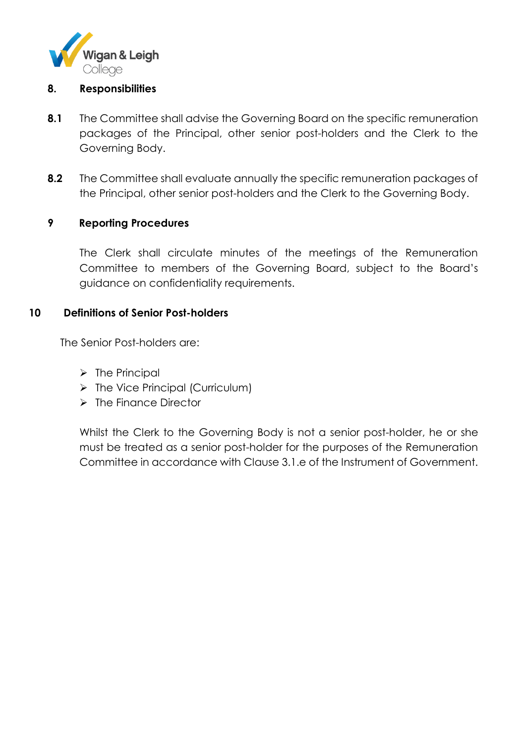## 8. Responsibilities

**8.1** The Committee shall advise the Governing Board on the specific remuneration packages of the Principal, other senior post-holders and the Clerk to the Governing Body.

**8.2** The Committee shall evaluate annually the specific remuneration packages of the Principal, other senior post-holders and the Clerk to the Governing Body.

## 9 Reporting Procedures

The Clerk shall circulate minutes of the meetings of the Remuneration Committee to members of the Governing Board, subject to the Board's guidance on confidentiality requirements.

## 10 Definitions of Senior Post-holders

The Senior Post-holders are:

- The Principal
- The Vice Principal (Curriculum)
- The Finance Director

Whilst the Clerk to the Governing Body is not a senior post-holder, he or she must be treated as a senior post-holder for the purposes of the Remuneration Committee in accordance with Clause 3.1.e of the Instrument of Government.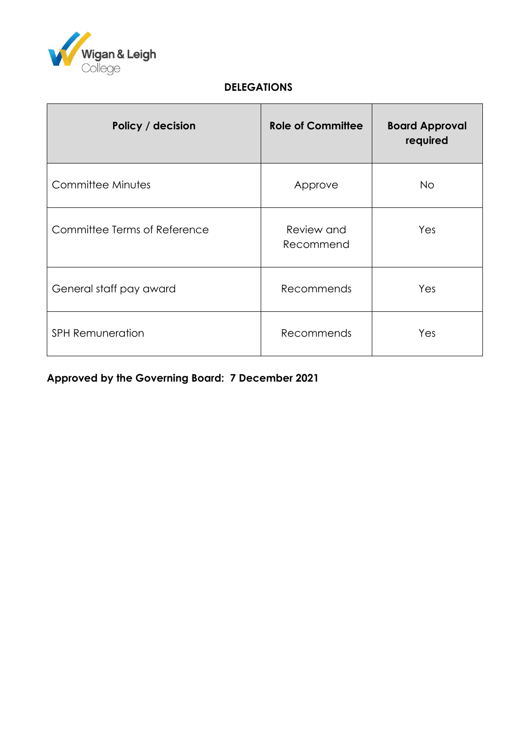## DELEGATIONS

| Policy / decision | Role of Committee | Board Approval required |
|---|---|---|
| Committee Minutes | Approve | No |
| Committee Terms of Reference | Review and Recommend | Yes |
| General staff pay award | Recommends | Yes |
| SPH Remuneration | Recommends | Yes |

**Approved by the Governing Board: 7 December 2021**